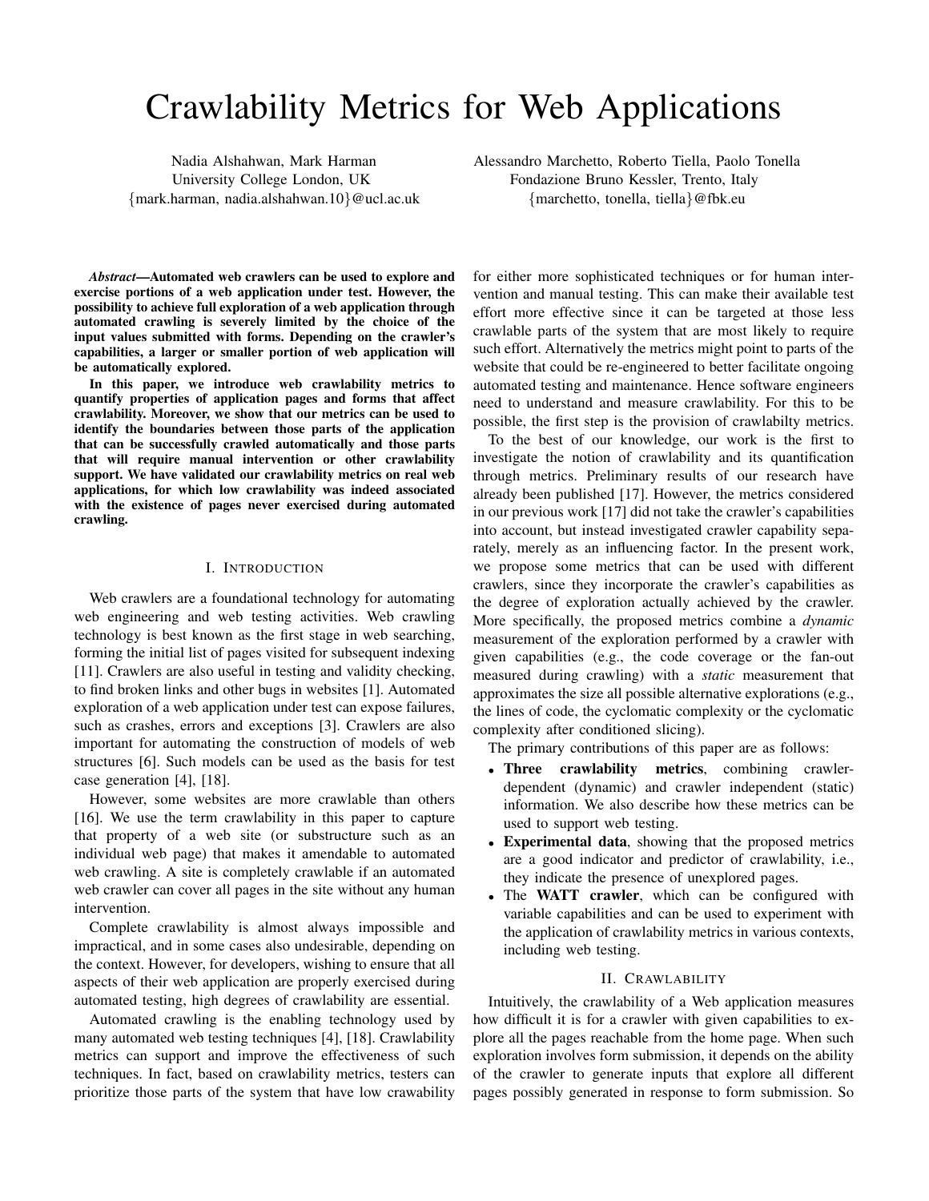# Crawlability Metrics for Web Applications

Nadia Alshahwan, Mark Harman
University College London, UK
{mark.harman, nadia.alshahwan.10}@ucl.ac.uk

Alessandro Marchetto, Roberto Tiella, Paolo Tonella
Fondazione Bruno Kessler, Trento, Italy
{marchetto, tonella, tiella}@fbk.eu

***Abstract*—Automated web crawlers can be used to explore and exercise portions of a web application under test. However, the possibility to achieve full exploration of a web application through automated crawling is severely limited by the choice of the input values submitted with forms. Depending on the crawler's capabilities, a larger or smaller portion of web application will be automatically explored.**

**In this paper, we introduce web crawlability metrics to quantify properties of application pages and forms that affect crawlability. Moreover, we show that our metrics can be used to identify the boundaries between those parts of the application that can be successfully crawled automatically and those parts that will require manual intervention or other crawlability support. We have validated our crawlability metrics on real web applications, for which low crawlability was indeed associated with the existence of pages never exercised during automated crawling.**

## I. Introduction

Web crawlers are a foundational technology for automating web engineering and web testing activities. Web crawling technology is best known as the first stage in web searching, forming the initial list of pages visited for subsequent indexing [11]. Crawlers are also useful in testing and validity checking, to find broken links and other bugs in websites [1]. Automated exploration of a web application under test can expose failures, such as crashes, errors and exceptions [3]. Crawlers are also important for automating the construction of models of web structures [6]. Such models can be used as the basis for test case generation [4], [18].

However, some websites are more crawlable than others [16]. We use the term crawlability in this paper to capture that property of a web site (or substructure such as an individual web page) that makes it amendable to automated web crawling. A site is completely crawlable if an automated web crawler can cover all pages in the site without any human intervention.

Complete crawlability is almost always impossible and impractical, and in some cases also undesirable, depending on the context. However, for developers, wishing to ensure that all aspects of their web application are properly exercised during automated testing, high degrees of crawlability are essential.

Automated crawling is the enabling technology used by many automated web testing techniques [4], [18]. Crawlability metrics can support and improve the effectiveness of such techniques. In fact, based on crawlability metrics, testers can prioritize those parts of the system that have low crawabilty for either more sophisticated techniques or for human intervention and manual testing. This can make their available test effort more effective since it can be targeted at those less crawlable parts of the system that are most likely to require such effort. Alternatively the metrics might point to parts of the website that could be re-engineered to better facilitate ongoing automated testing and maintenance. Hence software engineers need to understand and measure crawlability. For this to be possible, the first step is the provision of crawlabilty metrics.

To the best of our knowledge, our work is the first to investigate the notion of crawlability and its quantification through metrics. Preliminary results of our research have already been published [17]. However, the metrics considered in our previous work [17] did not take the crawler's capabilities into account, but instead investigated crawler capability separately, merely as an influencing factor. In the present work, we propose some metrics that can be used with different crawlers, since they incorporate the crawler's capabilities as the degree of exploration actually achieved by the crawler. More specifically, the proposed metrics combine a *dynamic* measurement of the exploration performed by a crawler with given capabilities (e.g., the code coverage or the fan-out measured during crawling) with a *static* measurement that approximates the size all possible alternative explorations (e.g., the lines of code, the cyclomatic complexity or the cyclomatic complexity after conditioned slicing).

The primary contributions of this paper are as follows:

- **Three crawlability metrics**, combining crawler-dependent (dynamic) and crawler independent (static) information. We also describe how these metrics can be used to support web testing.
- **Experimental data**, showing that the proposed metrics are a good indicator and predictor of crawlability, i.e., they indicate the presence of unexplored pages.
- The **WATT crawler**, which can be configured with variable capabilities and can be used to experiment with the application of crawlability metrics in various contexts, including web testing.

## II. Crawlability

Intuitively, the crawlability of a Web application measures how difficult it is for a crawler with given capabilities to explore all the pages reachable from the home page. When such exploration involves form submission, it depends on the ability of the crawler to generate inputs that explore all different pages possibly generated in response to form submission. So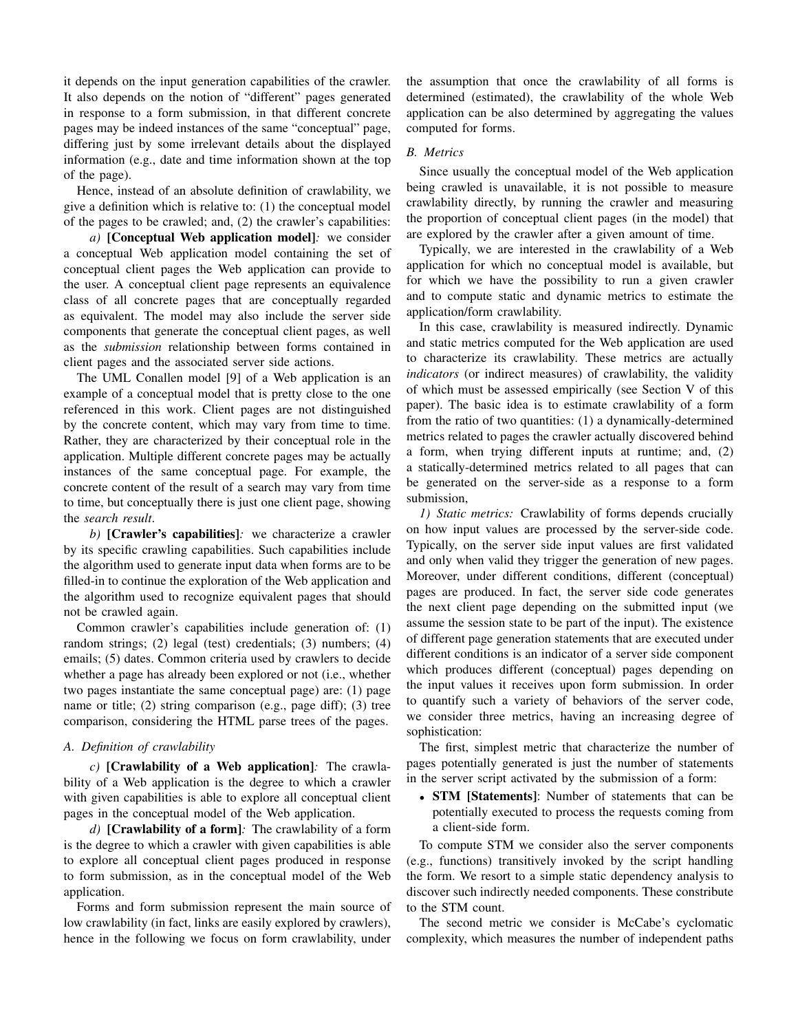it depends on the input generation capabilities of the crawler. It also depends on the notion of "different" pages generated in response to a form submission, in that different concrete pages may be indeed instances of the same "conceptual" page, differing just by some irrelevant details about the displayed information (e.g., date and time information shown at the top of the page).

Hence, instead of an absolute definition of crawlability, we give a definition which is relative to: (1) the conceptual model of the pages to be crawled; and, (2) the crawler's capabilities:

*a)* **[Conceptual Web application model]***:* we consider a conceptual Web application model containing the set of conceptual client pages the Web application can provide to the user. A conceptual client page represents an equivalence class of all concrete pages that are conceptually regarded as equivalent. The model may also include the server side components that generate the conceptual client pages, as well as the *submission* relationship between forms contained in client pages and the associated server side actions.

The UML Conallen model [9] of a Web application is an example of a conceptual model that is pretty close to the one referenced in this work. Client pages are not distinguished by the concrete content, which may vary from time to time. Rather, they are characterized by their conceptual role in the application. Multiple different concrete pages may be actually instances of the same conceptual page. For example, the concrete content of the result of a search may vary from time to time, but conceptually there is just one client page, showing the *search result*.

*b)* **[Crawler's capabilities]***:* we characterize a crawler by its specific crawling capabilities. Such capabilities include the algorithm used to generate input data when forms are to be filled-in to continue the exploration of the Web application and the algorithm used to recognize equivalent pages that should not be crawled again.

Common crawler's capabilities include generation of: (1) random strings; (2) legal (test) credentials; (3) numbers; (4) emails; (5) dates. Common criteria used by crawlers to decide whether a page has already been explored or not (i.e., whether two pages instantiate the same conceptual page) are: (1) page name or title; (2) string comparison (e.g., page diff); (3) tree comparison, considering the HTML parse trees of the pages.

### A. Definition of crawlability

*c)* **[Crawlability of a Web application]***:* The crawlability of a Web application is the degree to which a crawler with given capabilities is able to explore all conceptual client pages in the conceptual model of the Web application.

*d)* **[Crawlability of a form]***:* The crawlability of a form is the degree to which a crawler with given capabilities is able to explore all conceptual client pages produced in response to form submission, as in the conceptual model of the Web application.

Forms and form submission represent the main source of low crawlability (in fact, links are easily explored by crawlers), hence in the following we focus on form crawlability, under the assumption that once the crawlability of all forms is determined (estimated), the crawlability of the whole Web application can be also determined by aggregating the values computed for forms.

### B. Metrics

Since usually the conceptual model of the Web application being crawled is unavailable, it is not possible to measure crawlability directly, by running the crawler and measuring the proportion of conceptual client pages (in the model) that are explored by the crawler after a given amount of time.

Typically, we are interested in the crawlability of a Web application for which no conceptual model is available, but for which we have the possibility to run a given crawler and to compute static and dynamic metrics to estimate the application/form crawlability.

In this case, crawlability is measured indirectly. Dynamic and static metrics computed for the Web application are used to characterize its crawlability. These metrics are actually *indicators* (or indirect measures) of crawlability, the validity of which must be assessed empirically (see Section V of this paper). The basic idea is to estimate crawlability of a form from the ratio of two quantities: (1) a dynamically-determined metrics related to pages the crawler actually discovered behind a form, when trying different inputs at runtime; and, (2) a statically-determined metrics related to all pages that can be generated on the server-side as a response to a form submission,

*1) Static metrics:* Crawlability of forms depends crucially on how input values are processed by the server-side code. Typically, on the server side input values are first validated and only when valid they trigger the generation of new pages. Moreover, under different conditions, different (conceptual) pages are produced. In fact, the server side code generates the next client page depending on the submitted input (we assume the session state to be part of the input). The existence of different page generation statements that are executed under different conditions is an indicator of a server side component which produces different (conceptual) pages depending on the input values it receives upon form submission. In order to quantify such a variety of behaviors of the server code, we consider three metrics, having an increasing degree of sophistication:

The first, simplest metric that characterize the number of pages potentially generated is just the number of statements in the server script activated by the submission of a form:

- **STM [Statements]**: Number of statements that can be potentially executed to process the requests coming from a client-side form.

To compute STM we consider also the server components (e.g., functions) transitively invoked by the script handling the form. We resort to a simple static dependency analysis to discover such indirectly needed components. These constribute to the STM count.

The second metric we consider is McCabe's cyclomatic complexity, which measures the number of independent paths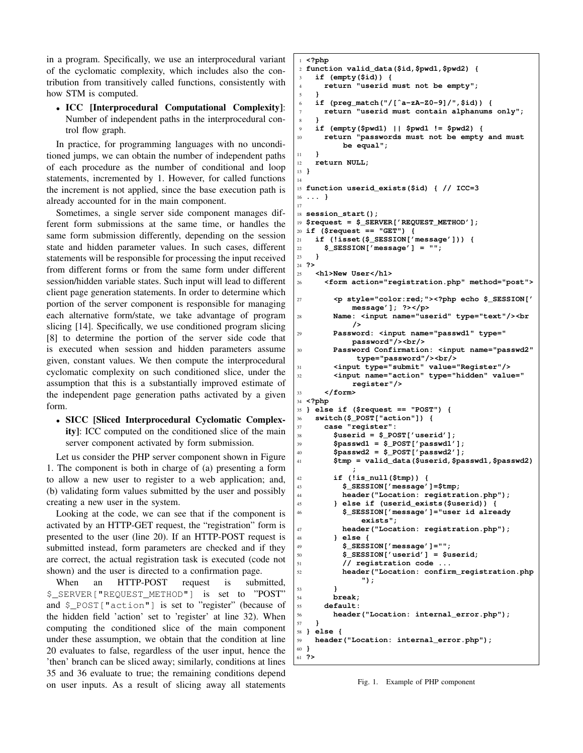in a program. Specifically, we use an interprocedural variant of the cyclomatic complexity, which includes also the contribution from transitively called functions, consistently with how STM is computed.

- **ICC [Interprocedural Computational Complexity]**: Number of independent paths in the interprocedural control flow graph.

In practice, for programming languages with no unconditioned jumps, we can obtain the number of independent paths of each procedure as the number of conditional and loop statements, incremented by 1. However, for called functions the increment is not applied, since the base execution path is already accounted for in the main component.

Sometimes, a single server side component manages different form submissions at the same time, or handles the same form submission differently, depending on the session state and hidden parameter values. In such cases, different statements will be responsible for processing the input received from different forms or from the same form under different session/hidden variable states. Such input will lead to different client page generation statements. In order to determine which portion of the server component is responsible for managing each alternative form/state, we take advantage of program slicing [14]. Specifically, we use conditioned program slicing [8] to determine the portion of the server side code that is executed when session and hidden parameters assume given, constant values. We then compute the interprocedural cyclomatic complexity on such conditioned slice, under the assumption that this is a substantially improved estimate of the independent page generation paths activated by a given form.

- **SICC [Sliced Interprocedural Cyclomatic Complexity]**: ICC computed on the conditioned slice of the main server component activated by form submission.

Let us consider the PHP server component shown in Figure 1. The component is both in charge of (a) presenting a form to allow a new user to register to a web application; and, (b) validating form values submitted by the user and possibly creating a new user in the system.

Looking at the code, we can see that if the component is activated by an HTTP-GET request, the "registration" form is presented to the user (line 20). If an HTTP-POST request is submitted instead, form parameters are checked and if they are correct, the actual registration task is executed (code not shown) and the user is directed to a confirmation page.

When an HTTP-POST request is submitted, `$_SERVER["REQUEST_METHOD"]` is set to "POST" and `$_POST["action"]` is set to "register" (because of the hidden field 'action' set to 'register' at line 32). When computing the conditioned slice of the main component under these assumption, we obtain that the condition at line 20 evaluates to false, regardless of the user input, hence the 'then' branch can be sliced away; similarly, conditions at lines 35 and 36 evaluate to true; the remaining conditions depend on user inputs. As a result of slicing away all statements

```
1  <?php
2  function valid_data($id,$pwd1,$pwd2) {
3    if (empty($id)) {
4      return "userid must not be empty";
5    }
6    if (preg_match("/[^a-zA-Z0-9]/",$id)) {
7      return "userid must contain alphanums only";
8    }
9    if (empty($pwd1) || $pwd1 != $pwd2) {
10     return "passwords must not be empty and must
           be equal";
11   }
12   return NULL;
13 }
14
15 function userid_exists($id) { // ICC=3
16 ... }
17
18 session_start();
19 $request = $_SERVER['REQUEST_METHOD'];
20 if ($request == "GET") {
21   if (!isset($_SESSION['message'])) {
22     $_SESSION['message'] = "";
23   }
24 ?>
25   <h1>New User</h1>
26     <form action="registration.php" method="post">
27       <p style="color:red;"><?php echo $_SESSION['
           message']; ?></p>
28       Name: <input name="userid" type="text"/><br
           />
29       Password: <input name="passwd1" type="
           password"/><br/>
30       Password Confirmation: <input name="passwd2"
            type="password"/><br/>
31       <input type="submit" value="Register"/>
32       <input name="action" type="hidden" value="
           register"/>
33     </form>
34 <?php
35 } else if ($request == "POST") {
36   switch($_POST["action"]) {
37     case "register":
38       $userid = $_POST['userid'];
39       $passwd1 = $_POST['passwd1'];
40       $passwd2 = $_POST['passwd2'];
41       $tmp = valid_data($userid,$passwd1,$passwd2)
           ;
42       if (!is_null($tmp)) {
43         $_SESSION['message']=$tmp;
44         header("Location: registration.php");
45       } else if (userid_exists($userid)) {
46         $_SESSION['message']="user id already
             exists";
47         header("Location: registration.php");
48       } else {
49         $_SESSION['message']="";
50         $_SESSION['userid'] = $userid;
51         // registration code ...
52         header("Location: confirm_registration.php
             ");
53       }
54       break;
55     default:
56       header("Location: internal_error.php");
57   }
58 } else {
59   header("Location: internal_error.php");
60 }
61 ?>
```

Fig. 1. Example of PHP component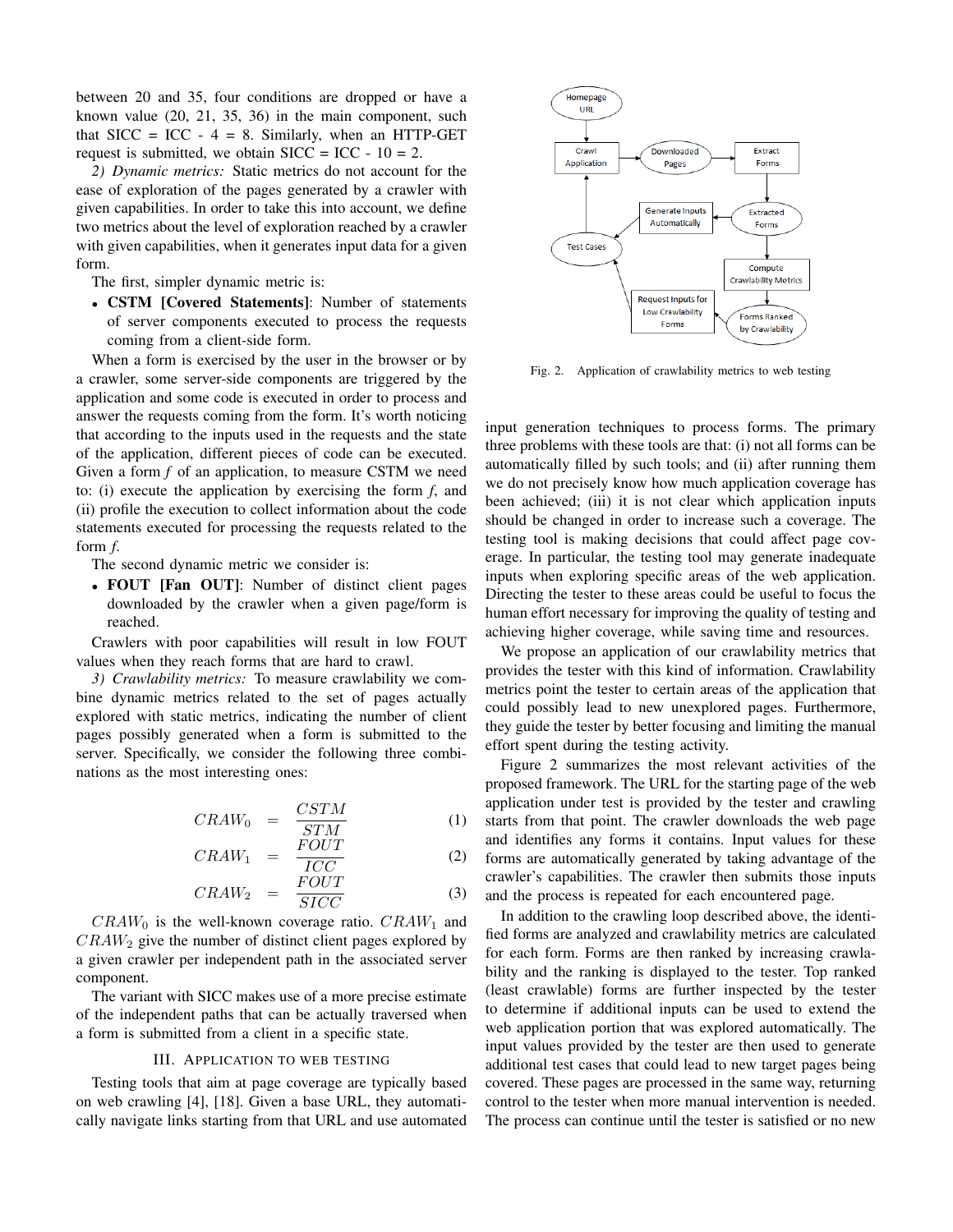between 20 and 35, four conditions are dropped or have a known value (20, 21, 35, 36) in the main component, such that SICC = ICC - 4 = 8. Similarly, when an HTTP-GET request is submitted, we obtain SICC = ICC - 10 = 2.

*2) Dynamic metrics:* Static metrics do not account for the ease of exploration of the pages generated by a crawler with given capabilities. In order to take this into account, we define two metrics about the level of exploration reached by a crawler with given capabilities, when it generates input data for a given form.

The first, simpler dynamic metric is:

- **CSTM [Covered Statements]**: Number of statements of server components executed to process the requests coming from a client-side form.

When a form is exercised by the user in the browser or by a crawler, some server-side components are triggered by the application and some code is executed in order to process and answer the requests coming from the form. It's worth noticing that according to the inputs used in the requests and the state of the application, different pieces of code can be executed. Given a form *f* of an application, to measure CSTM we need to: (i) execute the application by exercising the form *f*, and (ii) profile the execution to collect information about the code statements executed for processing the requests related to the form *f*.

The second dynamic metric we consider is:

- **FOUT [Fan OUT]**: Number of distinct client pages downloaded by the crawler when a given page/form is reached.

Crawlers with poor capabilities will result in low FOUT values when they reach forms that are hard to crawl.

*3) Crawlability metrics:* To measure crawlability we combine dynamic metrics related to the set of pages actually explored with static metrics, indicating the number of client pages possibly generated when a form is submitted to the server. Specifically, we consider the following three combinations as the most interesting ones:

$$CRAW_0 = \frac{CSTM}{STM} \quad (1)$$

$$CRAW_1 = \frac{FOUT}{ICC} \quad (2)$$

$$CRAW_2 = \frac{FOUT}{SICC} \quad (3)$$

$CRAW_0$ is the well-known coverage ratio. $CRAW_1$ and $CRAW_2$ give the number of distinct client pages explored by a given crawler per independent path in the associated server component.

The variant with SICC makes use of a more precise estimate of the independent paths that can be actually traversed when a form is submitted from a client in a specific state.

## III. Application to Web Testing

Testing tools that aim at page coverage are typically based on web crawling [4], [18]. Given a base URL, they automatically navigate links starting from that URL and use automated input generation techniques to process forms. The primary three problems with these tools are that: (i) not all forms can be automatically filled by such tools; and (ii) after running them we do not precisely know how much application coverage has been achieved; (iii) it is not clear which application inputs should be changed in order to increase such a coverage. The testing tool is making decisions that could affect page coverage. In particular, the testing tool may generate inadequate inputs when exploring specific areas of the web application. Directing the tester to these areas could be useful to focus the human effort necessary for improving the quality of testing and achieving higher coverage, while saving time and resources.

Homepage URL → Crawl Application → Downloaded Pages → Extract Forms → Extracted Forms → Generate Inputs Automatically → Test Cases → Crawl Application; Extracted Forms → Compute Crawlability Metrics → Forms Ranked by Crawlability → Request Inputs for Low Crawlability Forms → Test Cases

Fig. 2. Application of crawlability metrics to web testing

We propose an application of our crawlability metrics that provides the tester with this kind of information. Crawlability metrics point the tester to certain areas of the application that could possibly lead to new unexplored pages. Furthermore, they guide the tester by better focusing and limiting the manual effort spent during the testing activity.

Figure 2 summarizes the most relevant activities of the proposed framework. The URL for the starting page of the web application under test is provided by the tester and crawling starts from that point. The crawler downloads the web page and identifies any forms it contains. Input values for these forms are automatically generated by taking advantage of the crawler's capabilities. The crawler then submits those inputs and the process is repeated for each encountered page.

In addition to the crawling loop described above, the identified forms are analyzed and crawlability metrics are calculated for each form. Forms are then ranked by increasing crawlability and the ranking is displayed to the tester. Top ranked (least crawlable) forms are further inspected by the tester to determine if additional inputs can be used to extend the web application portion that was explored automatically. The input values provided by the tester are then used to generate additional test cases that could lead to new target pages being covered. These pages are processed in the same way, returning control to the tester when more manual intervention is needed. The process can continue until the tester is satisfied or no new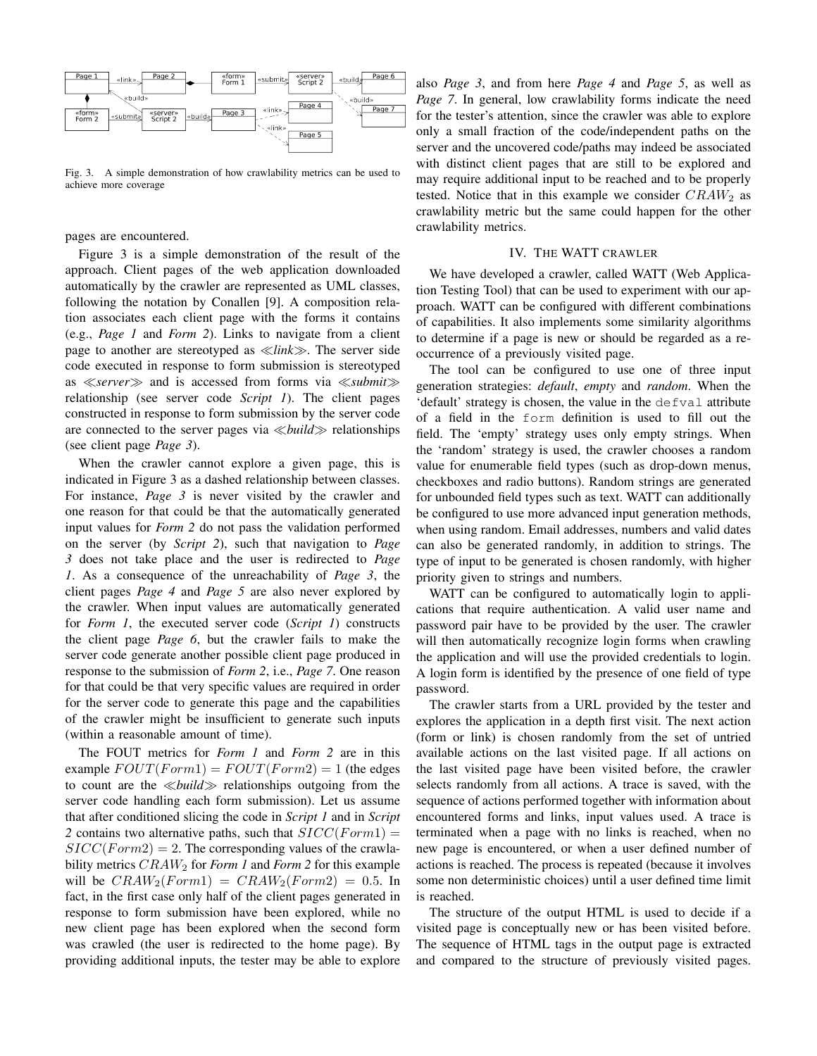Page 1
«link»
Page 2
«form»
Form 1
«submit»
«server»
Script 2
«build»
Page 6
«build»
«build»
Page 7
«form»
Form 2
«submit»
«server»
Script 2
«build»
Page 3
«link»
Page 4
«link»
Page 5

Fig. 3. A simple demonstration of how crawlability metrics can be used to achieve more coverage

pages are encountered.

Figure 3 is a simple demonstration of the result of the approach. Client pages of the web application downloaded automatically by the crawler are represented as UML classes, following the notation by Conallen [9]. A composition relation associates each client page with the forms it contains (e.g., *Page 1* and *Form 2*). Links to navigate from a client page to another are stereotyped as ≪*link*≫. The server side code executed in response to form submission is stereotyped as ≪*server*≫ and is accessed from forms via ≪*submit*≫ relationship (see server code *Script 1*). The client pages constructed in response to form submission by the server code are connected to the server pages via ≪*build*≫ relationships (see client page *Page 3*).

When the crawler cannot explore a given page, this is indicated in Figure 3 as a dashed relationship between classes. For instance, *Page 3* is never visited by the crawler and one reason for that could be that the automatically generated input values for *Form 2* do not pass the validation performed on the server (by *Script 2*), such that navigation to *Page 3* does not take place and the user is redirected to *Page 1*. As a consequence of the unreachability of *Page 3*, the client pages *Page 4* and *Page 5* are also never explored by the crawler. When input values are automatically generated for *Form 1*, the executed server code (*Script 1*) constructs the client page *Page 6*, but the crawler fails to make the server code generate another possible client page produced in response to the submission of *Form 2*, i.e., *Page 7*. One reason for that could be that very specific values are required in order for the server code to generate this page and the capabilities of the crawler might be insufficient to generate such inputs (within a reasonable amount of time).

The FOUT metrics for *Form 1* and *Form 2* are in this example $FOUT(Form1) = FOUT(Form2) = 1$ (the edges to count are the ≪*build*≫ relationships outgoing from the server code handling each form submission). Let us assume that after conditioned slicing the code in *Script 1* and in *Script 2* contains two alternative paths, such that $SICC(Form1) = SICC(Form2) = 2$. The corresponding values of the crawlability metrics $CRAW_2$ for *Form 1* and *Form 2* for this example will be $CRAW_2(Form1) = CRAW_2(Form2) = 0.5$. In fact, in the first case only half of the client pages generated in response to form submission have been explored, while no new client page has been explored when the second form was crawled (the user is redirected to the home page). By providing additional inputs, the tester may be able to explore also *Page 3*, and from here *Page 4* and *Page 5*, as well as *Page 7*. In general, low crawlability forms indicate the need for the tester's attention, since the crawler was able to explore only a small fraction of the code/independent paths on the server and the uncovered code/paths may indeed be associated with distinct client pages that are still to be explored and may require additional input to be reached and to be properly tested. Notice that in this example we consider $CRAW_2$ as crawlability metric but the same could happen for the other crawlability metrics.

## IV. The WATT crawler

We have developed a crawler, called WATT (Web Application Testing Tool) that can be used to experiment with our approach. WATT can be configured with different combinations of capabilities. It also implements some similarity algorithms to determine if a page is new or should be regarded as a reoccurrence of a previously visited page.

The tool can be configured to use one of three input generation strategies: *default*, *empty* and *random*. When the 'default' strategy is chosen, the value in the `defval` attribute of a field in the `form` definition is used to fill out the field. The 'empty' strategy uses only empty strings. When the 'random' strategy is used, the crawler chooses a random value for enumerable field types (such as drop-down menus, checkboxes and radio buttons). Random strings are generated for unbounded field types such as text. WATT can additionally be configured to use more advanced input generation methods, when using random. Email addresses, numbers and valid dates can also be generated randomly, in addition to strings. The type of input to be generated is chosen randomly, with higher priority given to strings and numbers.

WATT can be configured to automatically login to applications that require authentication. A valid user name and password pair have to be provided by the user. The crawler will then automatically recognize login forms when crawling the application and will use the provided credentials to login. A login form is identified by the presence of one field of type password.

The crawler starts from a URL provided by the tester and explores the application in a depth first visit. The next action (form or link) is chosen randomly from the set of untried available actions on the last visited page. If all actions on the last visited page have been visited before, the crawler selects randomly from all actions. A trace is saved, with the sequence of actions performed together with information about encountered forms and links, input values used. A trace is terminated when a page with no links is reached, when no new page is encountered, or when a user defined number of actions is reached. The process is repeated (because it involves some non deterministic choices) until a user defined time limit is reached.

The structure of the output HTML is used to decide if a visited page is conceptually new or has been visited before. The sequence of HTML tags in the output page is extracted and compared to the structure of previously visited pages.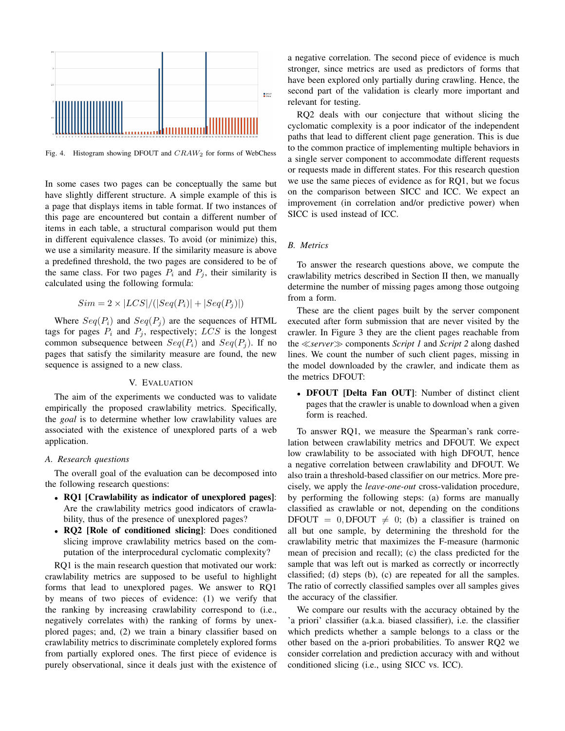Fig. 4. Histogram showing DFOUT and $CRAW_2$ for forms of WebChess

In some cases two pages can be conceptually the same but have slightly different structure. A simple example of this is a page that displays items in table format. If two instances of this page are encountered but contain a different number of items in each table, a structural comparison would put them in different equivalence classes. To avoid (or minimize) this, we use a similarity measure. If the similarity measure is above a predefined threshold, the two pages are considered to be of the same class. For two pages $P_i$ and $P_j$, their similarity is calculated using the following formula:

$$Sim = 2 \times |LCS| / (|Seq(P_i)| + |Seq(P_j)|)$$

Where $Seq(P_i)$ and $Seq(P_j)$ are the sequences of HTML tags for pages $P_i$ and $P_j$, respectively; $LCS$ is the longest common subsequence between $Seq(P_i)$ and $Seq(P_j)$. If no pages that satisfy the similarity measure are found, the new sequence is assigned to a new class.

## V. Evaluation

The aim of the experiments we conducted was to validate empirically the proposed crawlability metrics. Specifically, the *goal* is to determine whether low crawlability values are associated with the existence of unexplored parts of a web application.

### A. Research questions

The overall goal of the evaluation can be decomposed into the following research questions:

- **RQ1 [Crawlability as indicator of unexplored pages]**: Are the crawlability metrics good indicators of crawlability, thus of the presence of unexplored pages?
- **RQ2 [Role of conditioned slicing]**: Does conditioned slicing improve crawlability metrics based on the computation of the interprocedural cyclomatic complexity?

RQ1 is the main research question that motivated our work: crawlability metrics are supposed to be useful to highlight forms that lead to unexplored pages. We answer to RQ1 by means of two pieces of evidence: (1) we verify that the ranking by increasing crawlability correspond to (i.e., negatively correlates with) the ranking of forms by unexplored pages; and, (2) we train a binary classifier based on crawlability metrics to discriminate completely explored forms from partially explored ones. The first piece of evidence is purely observational, since it deals just with the existence of a negative correlation. The second piece of evidence is much stronger, since metrics are used as predictors of forms that have been explored only partially during crawling. Hence, the second part of the validation is clearly more important and relevant for testing.

RQ2 deals with our conjecture that without slicing the cyclomatic complexity is a poor indicator of the independent paths that lead to different client page generation. This is due to the common practice of implementing multiple behaviors in a single server component to accommodate different requests or requests made in different states. For this research question we use the same pieces of evidence as for RQ1, but we focus on the comparison between SICC and ICC. We expect an improvement (in correlation and/or predictive power) when SICC is used instead of ICC.

### B. Metrics

To answer the research questions above, we compute the crawlability metrics described in Section II then, we manually determine the number of missing pages among those outgoing from a form.

These are the client pages built by the server component executed after form submission that are never visited by the crawler. In Figure 3 they are the client pages reachable from the ≪*server*≫ components *Script 1* and *Script 2* along dashed lines. We count the number of such client pages, missing in the model downloaded by the crawler, and indicate them as the metrics DFOUT:

- **DFOUT [Delta Fan OUT]**: Number of distinct client pages that the crawler is unable to download when a given form is reached.

To answer RQ1, we measure the Spearman's rank correlation between crawlability metrics and DFOUT. We expect low crawlability to be associated with high DFOUT, hence a negative correlation between crawlability and DFOUT. We also train a threshold-based classifier on our metrics. More precisely, we apply the *leave-one-out* cross-validation procedure, by performing the following steps: (a) forms are manually classified as crawlable or not, depending on the conditions $\text{DFOUT} = 0, \text{DFOUT} \neq 0$; (b) a classifier is trained on all but one sample, by determining the threshold for the crawlability metric that maximizes the F-measure (harmonic mean of precision and recall); (c) the class predicted for the sample that was left out is marked as correctly or incorrectly classified; (d) steps (b), (c) are repeated for all the samples. The ratio of correctly classified samples over all samples gives the accuracy of the classifier.

We compare our results with the accuracy obtained by the 'a priori' classifier (a.k.a. biased classifier), i.e. the classifier which predicts whether a sample belongs to a class or the other based on the a-priori probabilities. To answer RQ2 we consider correlation and prediction accuracy with and without conditioned slicing (i.e., using SICC vs. ICC).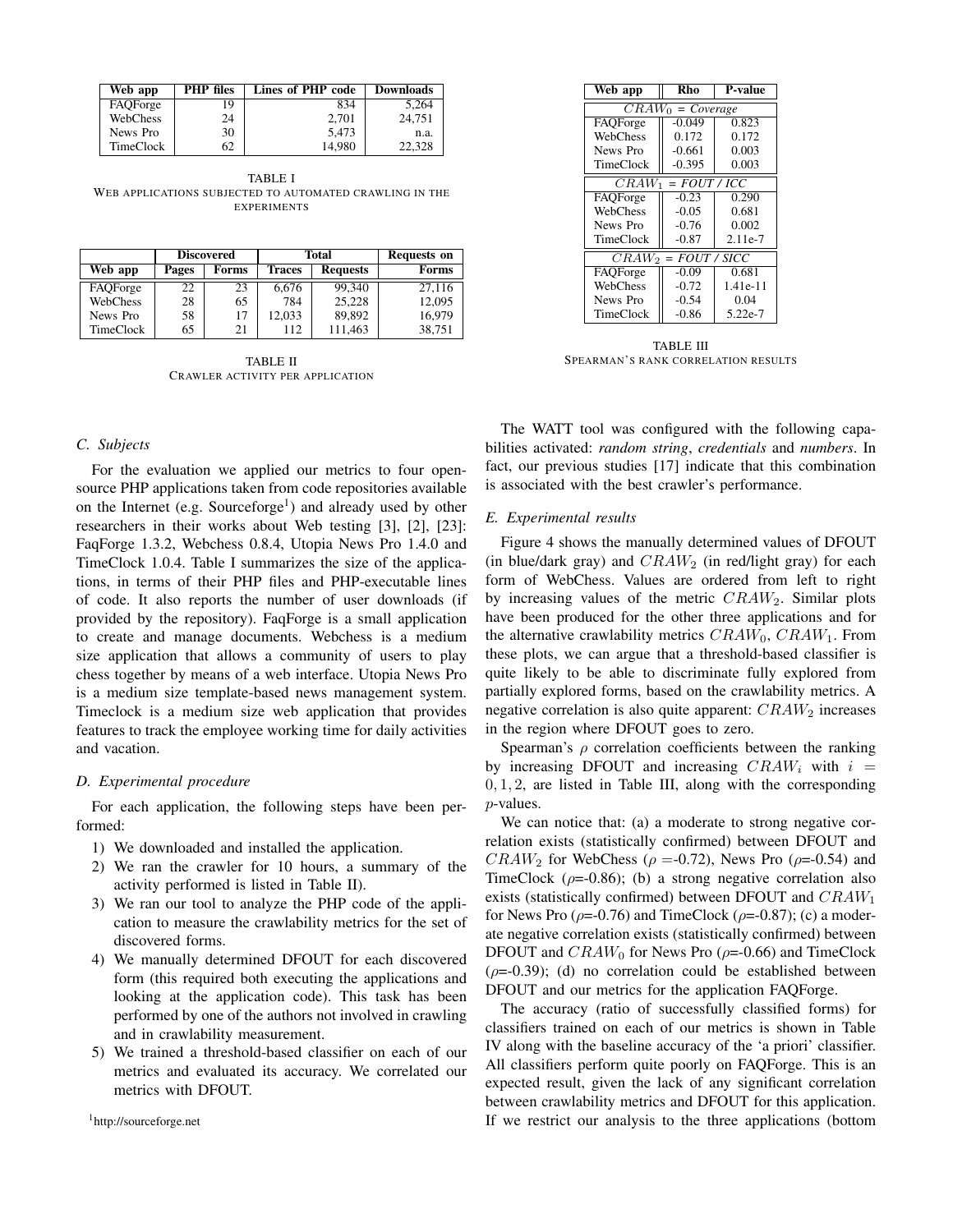| Web app | PHP files | Lines of PHP code | Downloads |
|---|---|---|---|
| FAQForge | 19 | 834 | 5,264 |
| WebChess | 24 | 2,701 | 24,751 |
| News Pro | 30 | 5,473 | n.a. |
| TimeClock | 62 | 14,980 | 22,328 |

TABLE I
WEB APPLICATIONS SUBJECTED TO AUTOMATED CRAWLING IN THE EXPERIMENTS

| | Discovered | | Total | | Requests on |
|---|---|---|---|---|---|
| Web app | Pages | Forms | Traces | Requests | Forms |
| FAQForge | 22 | 23 | 6,676 | 99,340 | 27,116 |
| WebChess | 28 | 65 | 784 | 25,228 | 12,095 |
| News Pro | 58 | 17 | 12,033 | 89,892 | 16,979 |
| TimeClock | 65 | 21 | 112 | 111,463 | 38,751 |

TABLE II
CRAWLER ACTIVITY PER APPLICATION

| Web app | Rho | P-value |
|---|---|---|
| $CRAW_0$ = *Coverage* | | |
| FAQForge | -0.049 | 0.823 |
| WebChess | 0.172 | 0.172 |
| News Pro | -0.661 | 0.003 |
| TimeClock | -0.395 | 0.003 |
| $CRAW_1$ = *FOUT / ICC* | | |
| FAQForge | -0.23 | 0.290 |
| WebChess | -0.05 | 0.681 |
| News Pro | -0.76 | 0.002 |
| TimeClock | -0.87 | 2.11e-7 |
| $CRAW_2$ = *FOUT / SICC* | | |
| FAQForge | -0.09 | 0.681 |
| WebChess | -0.72 | 1.41e-11 |
| News Pro | -0.54 | 0.04 |
| TimeClock | -0.86 | 5.22e-7 |

TABLE III
SPEARMAN'S RANK CORRELATION RESULTS

### C. Subjects

For the evaluation we applied our metrics to four open-source PHP applications taken from code repositories available on the Internet (e.g. Sourceforge[1]) and already used by other researchers in their works about Web testing [3], [2], [23]: FaqForge 1.3.2, Webchess 0.8.4, Utopia News Pro 1.4.0 and TimeClock 1.0.4. Table I summarizes the size of the applications, in terms of their PHP files and PHP-executable lines of code. It also reports the number of user downloads (if provided by the repository). FaqForge is a small application to create and manage documents. Webchess is a medium size application that allows a community of users to play chess together by means of a web interface. Utopia News Pro is a medium size template-based news management system. Timeclock is a medium size web application that provides features to track the employee working time for daily activities and vacation.

### D. Experimental procedure

For each application, the following steps have been performed:

1) We downloaded and installed the application.
2) We ran the crawler for 10 hours, a summary of the activity performed is listed in Table II).
3) We ran our tool to analyze the PHP code of the application to measure the crawlability metrics for the set of discovered forms.
4) We manually determined DFOUT for each discovered form (this required both executing the applications and looking at the application code). This task has been performed by one of the authors not involved in crawling and in crawlability measurement.
5) We trained a threshold-based classifier on each of our metrics and evaluated its accuracy. We correlated our metrics with DFOUT.

[1]http://sourceforge.net

The WATT tool was configured with the following capabilities activated: *random string*, *credentials* and *numbers*. In fact, our previous studies [17] indicate that this combination is associated with the best crawler's performance.

### E. Experimental results

Figure 4 shows the manually determined values of DFOUT (in blue/dark gray) and $CRAW_2$ (in red/light gray) for each form of WebChess. Values are ordered from left to right by increasing values of the metric $CRAW_2$. Similar plots have been produced for the other three applications and for the alternative crawlability metrics $CRAW_0$, $CRAW_1$. From these plots, we can argue that a threshold-based classifier is quite likely to be able to discriminate fully explored from partially explored forms, based on the crawlability metrics. A negative correlation is also quite apparent: $CRAW_2$ increases in the region where DFOUT goes to zero.

Spearman's $\rho$ correlation coefficients between the ranking by increasing DFOUT and increasing $CRAW_i$ with $i = 0, 1, 2$, are listed in Table III, along with the corresponding $p$-values.

We can notice that: (a) a moderate to strong negative correlation exists (statistically confirmed) between DFOUT and $CRAW_2$ for WebChess ($\rho$ =-0.72), News Pro ($\rho$=-0.54) and TimeClock ($\rho$=-0.86); (b) a strong negative correlation also exists (statistically confirmed) between DFOUT and $CRAW_1$ for News Pro ($\rho$=-0.76) and TimeClock ($\rho$=-0.87); (c) a moderate negative correlation exists (statistically confirmed) between DFOUT and $CRAW_0$ for News Pro ($\rho$=-0.66) and TimeClock ($\rho$=-0.39); (d) no correlation could be established between DFOUT and our metrics for the application FAQForge.

The accuracy (ratio of successfully classified forms) for classifiers trained on each of our metrics is shown in Table IV along with the baseline accuracy of the 'a priori' classifier. All classifiers perform quite poorly on FAQForge. This is an expected result, given the lack of any significant correlation between crawlability metrics and DFOUT for this application. If we restrict our analysis to the three applications (bottom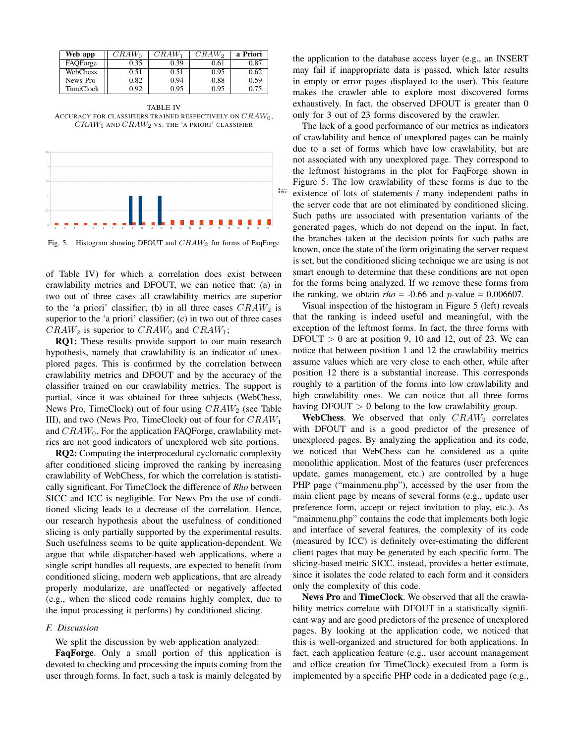| Web app | $CRAW_0$ | $CRAW_1$ | $CRAW_2$ | a Priori |
|---|---|---|---|---|
| FAQForge | 0.35 | 0.39 | 0.61 | 0.87 |
| WebChess | 0.51 | 0.51 | 0.95 | 0.62 |
| News Pro | 0.82 | 0.94 | 0.88 | 0.59 |
| TimeClock | 0.92 | 0.95 | 0.95 | 0.75 |

TABLE IV
ACCURACY FOR CLASSIFIERS TRAINED RESPECTIVELY ON $CRAW_0$, $CRAW_1$ AND $CRAW_2$ VS. THE 'A PRIORI' CLASSIFIER

Fig. 5. Histogram showing DFOUT and $CRAW_2$ for forms of FaqForge

of Table IV) for which a correlation does exist between crawlability metrics and DFOUT, we can notice that: (a) in two out of three cases all crawlability metrics are superior to the 'a priori' classifier; (b) in all three cases $CRAW_2$ is superior to the 'a priori' classifier; (c) in two out of three cases $CRAW_2$ is superior to $CRAW_0$ and $CRAW_1$;

**RQ1:** These results provide support to our main research hypothesis, namely that crawlability is an indicator of unexplored pages. This is confirmed by the correlation between crawlability metrics and DFOUT and by the accuracy of the classifier trained on our crawlability metrics. The support is partial, since it was obtained for three subjects (WebChess, News Pro, TimeClock) out of four using $CRAW_2$ (see Table III), and two (News Pro, TimeClock) out of four for $CRAW_1$ and $CRAW_0$. For the application FAQForge, crawlability metrics are not good indicators of unexplored web site portions.

**RQ2:** Computing the interprocedural cyclomatic complexity after conditioned slicing improved the ranking by increasing crawlability of WebChess, for which the correlation is statistically significant. For TimeClock the difference of *Rho* between SICC and ICC is negligible. For News Pro the use of conditioned slicing leads to a decrease of the correlation. Hence, our research hypothesis about the usefulness of conditioned slicing is only partially supported by the experimental results. Such usefulness seems to be quite application-dependent. We argue that while dispatcher-based web applications, where a single script handles all requests, are expected to benefit from conditioned slicing, modern web applications, that are already properly modularize, are unaffected or negatively affected (e.g., when the sliced code remains highly complex, due to the input processing it performs) by conditioned slicing.

### F. Discussion

We split the discussion by web application analyzed:

**FaqForge**. Only a small portion of this application is devoted to checking and processing the inputs coming from the user through forms. In fact, such a task is mainly delegated by the application to the database access layer (e.g., an INSERT may fail if inappropriate data is passed, which later results in empty or error pages displayed to the user). This feature makes the crawler able to explore most discovered forms exhaustively. In fact, the observed DFOUT is greater than 0 only for 3 out of 23 forms discovered by the crawler.

The lack of a good performance of our metrics as indicators of crawlability and hence of unexplored pages can be mainly due to a set of forms which have low crawlability, but are not associated with any unexplored page. They correspond to the leftmost histograms in the plot for FaqForge shown in Figure 5. The low crawlability of these forms is due to the existence of lots of statements / many independent paths in the server code that are not eliminated by conditioned slicing. Such paths are associated with presentation variants of the generated pages, which do not depend on the input. In fact, the branches taken at the decision points for such paths are known, once the state of the form originating the server request is set, but the conditioned slicing technique we are using is not smart enough to determine that these conditions are not open for the forms being analyzed. If we remove these forms from the ranking, we obtain *rho* = -0.66 and $p$-value = 0.006607.

Visual inspection of the histogram in Figure 5 (left) reveals that the ranking is indeed useful and meaningful, with the exception of the leftmost forms. In fact, the three forms with DFOUT $> 0$ are at position 9, 10 and 12, out of 23. We can notice that between position 1 and 12 the crawlability metrics assume values which are very close to each other, while after position 12 there is a substantial increase. This corresponds roughly to a partition of the forms into low crawlability and high crawlability ones. We can notice that all three forms having DFOUT $> 0$ belong to the low crawlability group.

**WebChess**. We observed that only $CRAW_2$ correlates with DFOUT and is a good predictor of the presence of unexplored pages. By analyzing the application and its code, we noticed that WebChess can be considered as a quite monolithic application. Most of the features (user preferences update, games management, etc.) are controlled by a huge PHP page ("mainmenu.php"), accessed by the user from the main client page by means of several forms (e.g., update user preference form, accept or reject invitation to play, etc.). As "mainmenu.php" contains the code that implements both logic and interface of several features, the complexity of its code (measured by ICC) is definitely over-estimating the different client pages that may be generated by each specific form. The slicing-based metric SICC, instead, provides a better estimate, since it isolates the code related to each form and it considers only the complexity of this code.

**News Pro** and **TimeClock**. We observed that all the crawlability metrics correlate with DFOUT in a statistically significant way and are good predictors of the presence of unexplored pages. By looking at the application code, we noticed that this is well-organized and structured for both applications. In fact, each application feature (e.g., user account management and office creation for TimeClock) executed from a form is implemented by a specific PHP code in a dedicated page (e.g.,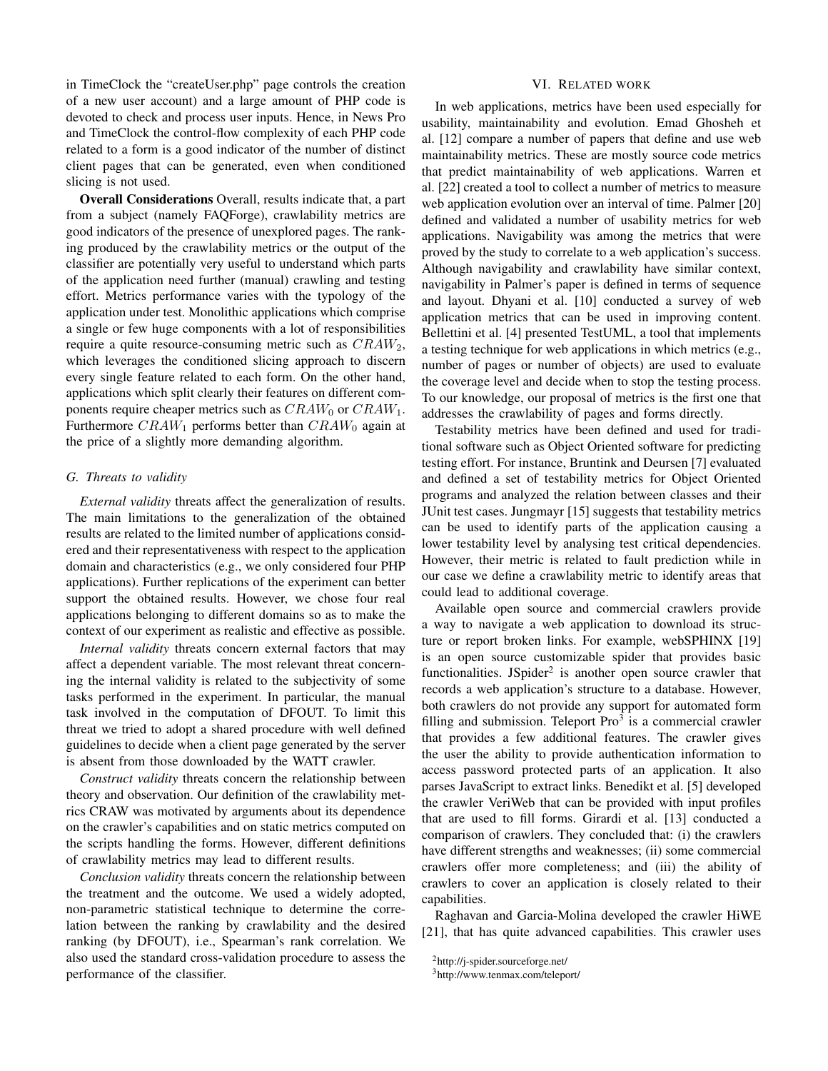in TimeClock the "createUser.php" page controls the creation of a new user account) and a large amount of PHP code is devoted to check and process user inputs. Hence, in News Pro and TimeClock the control-flow complexity of each PHP code related to a form is a good indicator of the number of distinct client pages that can be generated, even when conditioned slicing is not used.

**Overall Considerations** Overall, results indicate that, a part from a subject (namely FAQForge), crawlability metrics are good indicators of the presence of unexplored pages. The ranking produced by the crawlability metrics or the output of the classifier are potentially very useful to understand which parts of the application need further (manual) crawling and testing effort. Metrics performance varies with the typology of the application under test. Monolithic applications which comprise a single or few huge components with a lot of responsibilities require a quite resource-consuming metric such as $CRAW_2$, which leverages the conditioned slicing approach to discern every single feature related to each form. On the other hand, applications which split clearly their features on different components require cheaper metrics such as $CRAW_0$ or $CRAW_1$. Furthermore $CRAW_1$ performs better than $CRAW_0$ again at the price of a slightly more demanding algorithm.

### G. Threats to validity

*External validity* threats affect the generalization of results. The main limitations to the generalization of the obtained results are related to the limited number of applications considered and their representativeness with respect to the application domain and characteristics (e.g., we only considered four PHP applications). Further replications of the experiment can better support the obtained results. However, we chose four real applications belonging to different domains so as to make the context of our experiment as realistic and effective as possible.

*Internal validity* threats concern external factors that may affect a dependent variable. The most relevant threat concerning the internal validity is related to the subjectivity of some tasks performed in the experiment. In particular, the manual task involved in the computation of DFOUT. To limit this threat we tried to adopt a shared procedure with well defined guidelines to decide when a client page generated by the server is absent from those downloaded by the WATT crawler.

*Construct validity* threats concern the relationship between theory and observation. Our definition of the crawlability metrics CRAW was motivated by arguments about its dependence on the crawler's capabilities and on static metrics computed on the scripts handling the forms. However, different definitions of crawlability metrics may lead to different results.

*Conclusion validity* threats concern the relationship between the treatment and the outcome. We used a widely adopted, non-parametric statistical technique to determine the correlation between the ranking by crawlability and the desired ranking (by DFOUT), i.e., Spearman's rank correlation. We also used the standard cross-validation procedure to assess the performance of the classifier.

## VI. Related work

In web applications, metrics have been used especially for usability, maintainability and evolution. Emad Ghosheh et al. [12] compare a number of papers that define and use web maintainability metrics. These are mostly source code metrics that predict maintainability of web applications. Warren et al. [22] created a tool to collect a number of metrics to measure web application evolution over an interval of time. Palmer [20] defined and validated a number of usability metrics for web applications. Navigability was among the metrics that were proved by the study to correlate to a web application's success. Although navigability and crawlability have similar context, navigability in Palmer's paper is defined in terms of sequence and layout. Dhyani et al. [10] conducted a survey of web application metrics that can be used in improving content. Bellettini et al. [4] presented TestUML, a tool that implements a testing technique for web applications in which metrics (e.g., number of pages or number of objects) are used to evaluate the coverage level and decide when to stop the testing process. To our knowledge, our proposal of metrics is the first one that addresses the crawlability of pages and forms directly.

Testability metrics have been defined and used for traditional software such as Object Oriented software for predicting testing effort. For instance, Bruntink and Deursen [7] evaluated and defined a set of testability metrics for Object Oriented programs and analyzed the relation between classes and their JUnit test cases. Jungmayr [15] suggests that testability metrics can be used to identify parts of the application causing a lower testability level by analysing test critical dependencies. However, their metric is related to fault prediction while in our case we define a crawlability metric to identify areas that could lead to additional coverage.

Available open source and commercial crawlers provide a way to navigate a web application to download its structure or report broken links. For example, webSPHINX [19] is an open source customizable spider that provides basic functionalities. JSpider[2] is another open source crawler that records a web application's structure to a database. However, both crawlers do not provide any support for automated form filling and submission. Teleport Pro[3] is a commercial crawler that provides a few additional features. The crawler gives the user the ability to provide authentication information to access password protected parts of an application. It also parses JavaScript to extract links. Benedikt et al. [5] developed the crawler VeriWeb that can be provided with input profiles that are used to fill forms. Girardi et al. [13] conducted a comparison of crawlers. They concluded that: (i) the crawlers have different strengths and weaknesses; (ii) some commercial crawlers offer more completeness; and (iii) the ability of crawlers to cover an application is closely related to their capabilities.

Raghavan and Garcia-Molina developed the crawler HiWE [21], that has quite advanced capabilities. This crawler uses

[2] http://j-spider.sourceforge.net/

[3] http://www.tenmax.com/teleport/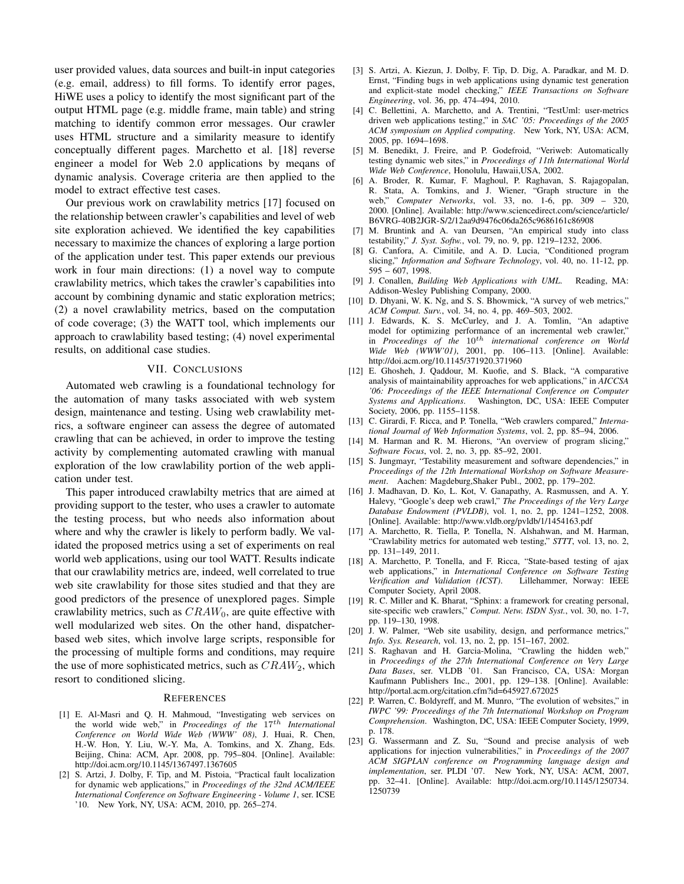user provided values, data sources and built-in input categories (e.g. email, address) to fill forms. To identify error pages, HiWE uses a policy to identify the most significant part of the output HTML page (e.g. middle frame, main table) and string matching to identify common error messages. Our crawler uses HTML structure and a similarity measure to identify conceptually different pages. Marchetto et al. [18] reverse engineer a model for Web 2.0 applications by meqans of dynamic analysis. Coverage criteria are then applied to the model to extract effective test cases.

Our previous work on crawlability metrics [17] focused on the relationship between crawler's capabilities and level of web site exploration achieved. We identified the key capabilities necessary to maximize the chances of exploring a large portion of the application under test. This paper extends our previous work in four main directions: (1) a novel way to compute crawlability metrics, which takes the crawler's capabilities into account by combining dynamic and static exploration metrics; (2) a novel crawlability metrics, based on the computation of code coverage; (3) the WATT tool, which implements our approach to crawlability based testing; (4) novel experimental results, on additional case studies.

## VII. Conclusions

Automated web crawling is a foundational technology for the automation of many tasks associated with web system design, maintenance and testing. Using web crawlability metrics, a software engineer can assess the degree of automated crawling that can be achieved, in order to improve the testing activity by complementing automated crawling with manual exploration of the low crawlability portion of the web application under test.

This paper introduced crawlabilty metrics that are aimed at providing support to the tester, who uses a crawler to automate the testing process, but who needs also information about where and why the crawler is likely to perform badly. We validated the proposed metrics using a set of experiments on real world web applications, using our tool WATT. Results indicate that our crawlability metrics are, indeed, well correlated to true web site crawlability for those sites studied and that they are good predictors of the presence of unexplored pages. Simple crawlability metrics, such as $CRAW_0$, are quite effective with well modularized web sites. On the other hand, dispatcher-based web sites, which involve large scripts, responsible for the processing of multiple forms and conditions, may require the use of more sophisticated metrics, such as $CRAW_2$, which resort to conditioned slicing.

## References

[1] E. Al-Masri and Q. H. Mahmoud, "Investigating web services on the world wide web," in *Proceedings of the $17^{th}$ International Conference on World Wide Web (WWW' 08)*, J. Huai, R. Chen, H.-W. Hon, Y. Liu, W.-Y. Ma, A. Tomkins, and X. Zhang, Eds. Beijing, China: ACM, Apr. 2008, pp. 795–804. [Online]. Available: http://doi.acm.org/10.1145/1367497.1367605

[2] S. Artzi, J. Dolby, F. Tip, and M. Pistoia, "Practical fault localization for dynamic web applications," in *Proceedings of the 32nd ACM/IEEE International Conference on Software Engineering - Volume 1*, ser. ICSE '10. New York, NY, USA: ACM, 2010, pp. 265–274.

[3] S. Artzi, A. Kiezun, J. Dolby, F. Tip, D. Dig, A. Paradkar, and M. D. Ernst, "Finding bugs in web applications using dynamic test generation and explicit-state model checking," *IEEE Transactions on Software Engineering*, vol. 36, pp. 474–494, 2010.

[4] C. Bellettini, A. Marchetto, and A. Trentini, "TestUml: user-metrics driven web applications testing," in *SAC '05: Proceedings of the 2005 ACM symposium on Applied computing*. New York, NY, USA: ACM, 2005, pp. 1694–1698.

[5] M. Benedikt, J. Freire, and P. Godefroid, "Veriweb: Automatically testing dynamic web sites," in *Proceedings of 11th International World Wide Web Conference*, Honolulu, Hawaii,USA, 2002.

[6] A. Broder, R. Kumar, F. Maghoul, P. Raghavan, S. Rajagopalan, R. Stata, A. Tomkins, and J. Wiener, "Graph structure in the web," *Computer Networks*, vol. 33, no. 1-6, pp. 309 – 320, 2000. [Online]. Available: http://www.sciencedirect.com/science/article/B6VRG-40B2JGR-S/2/12aa9d9476c06da265c9686161c86908

[7] M. Bruntink and A. van Deursen, "An empirical study into class testability," *J. Syst. Softw.*, vol. 79, no. 9, pp. 1219–1232, 2006.

[8] G. Canfora, A. Cimitile, and A. D. Lucia, "Conditioned program slicing," *Information and Software Technology*, vol. 40, no. 11-12, pp. 595 – 607, 1998.

[9] J. Conallen, *Building Web Applications with UML*. Reading, MA: Addison-Wesley Publishing Company, 2000.

[10] D. Dhyani, W. K. Ng, and S. S. Bhowmick, "A survey of web metrics," *ACM Comput. Surv.*, vol. 34, no. 4, pp. 469–503, 2002.

[11] J. Edwards, K. S. McCurley, and J. A. Tomlin, "An adaptive model for optimizing performance of an incremental web crawler," in *Proceedings of the $10^{th}$ international conference on World Wide Web (WWW'01)*, 2001, pp. 106–113. [Online]. Available: http://doi.acm.org/10.1145/371920.371960

[12] E. Ghosheh, J. Qaddour, M. Kuofie, and S. Black, "A comparative analysis of maintainability approaches for web applications," in *AICCSA '06: Proceedings of the IEEE International Conference on Computer Systems and Applications*. Washington, DC, USA: IEEE Computer Society, 2006, pp. 1155–1158.

[13] C. Girardi, F. Ricca, and P. Tonella, "Web crawlers compared," *International Journal of Web Information Systems*, vol. 2, pp. 85–94, 2006.

[14] M. Harman and R. M. Hierons, "An overview of program slicing," *Software Focus*, vol. 2, no. 3, pp. 85–92, 2001.

[15] S. Jungmayr, "Testability measurement and software dependencies," in *Proceedings of the 12th International Workshop on Software Measurement*. Aachen: Magdeburg,Shaker Publ., 2002, pp. 179–202.

[16] J. Madhavan, D. Ko, L. Kot, V. Ganapathy, A. Rasmussen, and A. Y. Halevy, "Google's deep web crawl," *The Proceedings of the Very Large Database Endowment (PVLDB)*, vol. 1, no. 2, pp. 1241–1252, 2008. [Online]. Available: http://www.vldb.org/pvldb/1/1454163.pdf

[17] A. Marchetto, R. Tiella, P. Tonella, N. Alshahwan, and M. Harman, "Crawlability metrics for automated web testing," *STTT*, vol. 13, no. 2, pp. 131–149, 2011.

[18] A. Marchetto, P. Tonella, and F. Ricca, "State-based testing of ajax web applications," in *International Conference on Software Testing Verification and Validation (ICST)*. Lillehammer, Norway: IEEE Computer Society, April 2008.

[19] R. C. Miller and K. Bharat, "Sphinx: a framework for creating personal, site-specific web crawlers," *Comput. Netw. ISDN Syst.*, vol. 30, no. 1-7, pp. 119–130, 1998.

[20] J. W. Palmer, "Web site usability, design, and performance metrics," *Info. Sys. Research*, vol. 13, no. 2, pp. 151–167, 2002.

[21] S. Raghavan and H. Garcia-Molina, "Crawling the hidden web," in *Proceedings of the 27th International Conference on Very Large Data Bases*, ser. VLDB '01. San Francisco, CA, USA: Morgan Kaufmann Publishers Inc., 2001, pp. 129–138. [Online]. Available: http://portal.acm.org/citation.cfm?id=645927.672025

[22] P. Warren, C. Boldyreff, and M. Munro, "The evolution of websites," in *IWPC '99: Proceedings of the 7th International Workshop on Program Comprehension*. Washington, DC, USA: IEEE Computer Society, 1999, p. 178.

[23] G. Wassermann and Z. Su, "Sound and precise analysis of web applications for injection vulnerabilities," in *Proceedings of the 2007 ACM SIGPLAN conference on Programming language design and implementation*, ser. PLDI '07. New York, NY, USA: ACM, 2007, pp. 32–41. [Online]. Available: http://doi.acm.org/10.1145/1250734.1250739